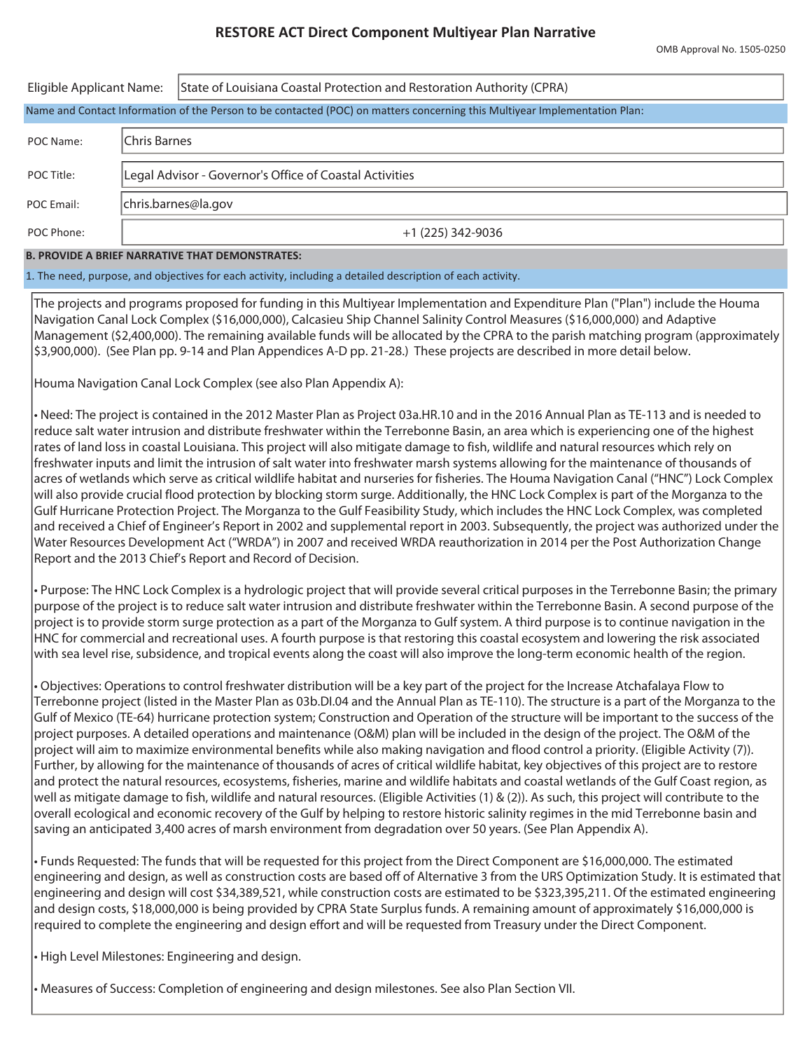# RESTORE ACT Direct Component Multiyear Plan Narrative

OMB Approval No. 1505-0250

| | |
|---|---|
| Eligible Applicant Name: | State of Louisiana Coastal Protection and Restoration Authority (CPRA) |

**Name and Contact Information of the Person to be contacted (POC) on matters concerning this Multiyear Implementation Plan:**

| | |
|---|---|
| POC Name: | Chris Barnes |
| POC Title: | Legal Advisor - Governor's Office of Coastal Activities |
| POC Email: | chris.barnes@la.gov |
| POC Phone: | +1 (225) 342-9036 |

**B. PROVIDE A BRIEF NARRATIVE THAT DEMONSTRATES:**

1. The need, purpose, and objectives for each activity, including a detailed description of each activity.

The projects and programs proposed for funding in this Multiyear Implementation and Expenditure Plan ("Plan") include the Houma Navigation Canal Lock Complex ($16,000,000), Calcasieu Ship Channel Salinity Control Measures ($16,000,000) and Adaptive Management ($2,400,000). The remaining available funds will be allocated by the CPRA to the parish matching program (approximately $3,900,000). (See Plan pp. 9-14 and Plan Appendices A-D pp. 21-28.) These projects are described in more detail below.

Houma Navigation Canal Lock Complex (see also Plan Appendix A):

• Need: The project is contained in the 2012 Master Plan as Project 03a.HR.10 and in the 2016 Annual Plan as TE-113 and is needed to reduce salt water intrusion and distribute freshwater within the Terrebonne Basin, an area which is experiencing one of the highest rates of land loss in coastal Louisiana. This project will also mitigate damage to fish, wildlife and natural resources which rely on freshwater inputs and limit the intrusion of salt water into freshwater marsh systems allowing for the maintenance of thousands of acres of wetlands which serve as critical wildlife habitat and nurseries for fisheries. The Houma Navigation Canal ("HNC") Lock Complex will also provide crucial flood protection by blocking storm surge. Additionally, the HNC Lock Complex is part of the Morganza to the Gulf Hurricane Protection Project. The Morganza to the Gulf Feasibility Study, which includes the HNC Lock Complex, was completed and received a Chief of Engineer's Report in 2002 and supplemental report in 2003. Subsequently, the project was authorized under the Water Resources Development Act ("WRDA") in 2007 and received WRDA reauthorization in 2014 per the Post Authorization Change Report and the 2013 Chief's Report and Record of Decision.

• Purpose: The HNC Lock Complex is a hydrologic project that will provide several critical purposes in the Terrebonne Basin; the primary purpose of the project is to reduce salt water intrusion and distribute freshwater within the Terrebonne Basin. A second purpose of the project is to provide storm surge protection as a part of the Morganza to Gulf system. A third purpose is to continue navigation in the HNC for commercial and recreational uses. A fourth purpose is that restoring this coastal ecosystem and lowering the risk associated with sea level rise, subsidence, and tropical events along the coast will also improve the long-term economic health of the region.

• Objectives: Operations to control freshwater distribution will be a key part of the project for the Increase Atchafalaya Flow to Terrebonne project (listed in the Master Plan as 03b.DI.04 and the Annual Plan as TE-110). The structure is a part of the Morganza to the Gulf of Mexico (TE-64) hurricane protection system; Construction and Operation of the structure will be important to the success of the project purposes. A detailed operations and maintenance (O&M) plan will be included in the design of the project. The O&M of the project will aim to maximize environmental benefits while also making navigation and flood control a priority. (Eligible Activity (7)). Further, by allowing for the maintenance of thousands of acres of critical wildlife habitat, key objectives of this project are to restore and protect the natural resources, ecosystems, fisheries, marine and wildlife habitats and coastal wetlands of the Gulf Coast region, as well as mitigate damage to fish, wildlife and natural resources. (Eligible Activities (1) & (2)). As such, this project will contribute to the overall ecological and economic recovery of the Gulf by helping to restore historic salinity regimes in the mid Terrebonne basin and saving an anticipated 3,400 acres of marsh environment from degradation over 50 years. (See Plan Appendix A).

• Funds Requested: The funds that will be requested for this project from the Direct Component are $16,000,000. The estimated engineering and design, as well as construction costs are based off of Alternative 3 from the URS Optimization Study. It is estimated that engineering and design will cost $34,389,521, while construction costs are estimated to be $323,395,211. Of the estimated engineering and design costs, $18,000,000 is being provided by CPRA State Surplus funds. A remaining amount of approximately $16,000,000 is required to complete the engineering and design effort and will be requested from Treasury under the Direct Component.

• High Level Milestones: Engineering and design.

• Measures of Success: Completion of engineering and design milestones. See also Plan Section VII.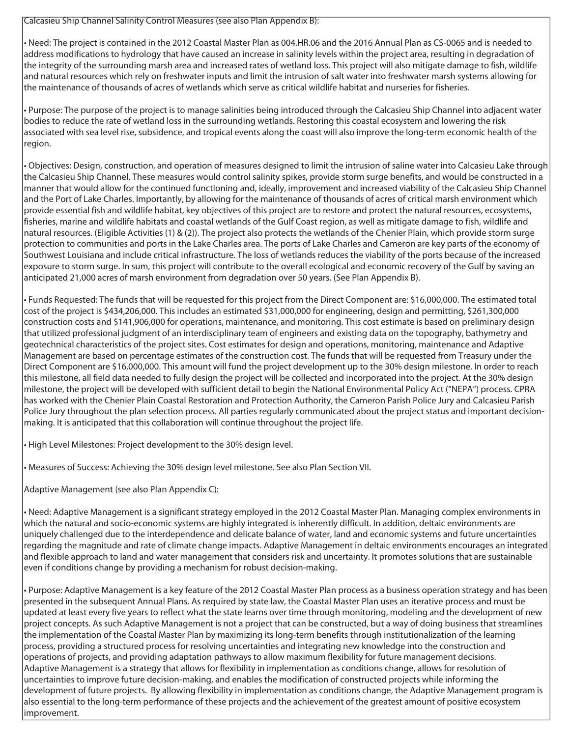Calcasieu Ship Channel Salinity Control Measures (see also Plan Appendix B):

- Need: The project is contained in the 2012 Coastal Master Plan as 004.HR.06 and the 2016 Annual Plan as CS-0065 and is needed to address modifications to hydrology that have caused an increase in salinity levels within the project area, resulting in degradation of the integrity of the surrounding marsh area and increased rates of wetland loss. This project will also mitigate damage to fish, wildlife and natural resources which rely on freshwater inputs and limit the intrusion of salt water into freshwater marsh systems allowing for the maintenance of thousands of acres of wetlands which serve as critical wildlife habitat and nurseries for fisheries.

- Purpose: The purpose of the project is to manage salinities being introduced through the Calcasieu Ship Channel into adjacent water bodies to reduce the rate of wetland loss in the surrounding wetlands. Restoring this coastal ecosystem and lowering the risk associated with sea level rise, subsidence, and tropical events along the coast will also improve the long-term economic health of the region.

- Objectives: Design, construction, and operation of measures designed to limit the intrusion of saline water into Calcasieu Lake through the Calcasieu Ship Channel. These measures would control salinity spikes, provide storm surge benefits, and would be constructed in a manner that would allow for the continued functioning and, ideally, improvement and increased viability of the Calcasieu Ship Channel and the Port of Lake Charles. Importantly, by allowing for the maintenance of thousands of acres of critical marsh environment which provide essential fish and wildlife habitat, key objectives of this project are to restore and protect the natural resources, ecosystems, fisheries, marine and wildlife habitats and coastal wetlands of the Gulf Coast region, as well as mitigate damage to fish, wildlife and natural resources. (Eligible Activities (1) & (2)). The project also protects the wetlands of the Chenier Plain, which provide storm surge protection to communities and ports in the Lake Charles area. The ports of Lake Charles and Cameron are key parts of the economy of Southwest Louisiana and include critical infrastructure. The loss of wetlands reduces the viability of the ports because of the increased exposure to storm surge. In sum, this project will contribute to the overall ecological and economic recovery of the Gulf by saving an anticipated 21,000 acres of marsh environment from degradation over 50 years. (See Plan Appendix B).

- Funds Requested: The funds that will be requested for this project from the Direct Component are: $16,000,000. The estimated total cost of the project is $434,206,000. This includes an estimated $31,000,000 for engineering, design and permitting, $261,300,000 construction costs and $141,906,000 for operations, maintenance, and monitoring. This cost estimate is based on preliminary design that utilized professional judgment of an interdisciplinary team of engineers and existing data on the topography, bathymetry and geotechnical characteristics of the project sites. Cost estimates for design and operations, monitoring, maintenance and Adaptive Management are based on percentage estimates of the construction cost. The funds that will be requested from Treasury under the Direct Component are $16,000,000. This amount will fund the project development up to the 30% design milestone. In order to reach this milestone, all field data needed to fully design the project will be collected and incorporated into the project. At the 30% design milestone, the project will be developed with sufficient detail to begin the National Environmental Policy Act ("NEPA") process. CPRA has worked with the Chenier Plain Coastal Restoration and Protection Authority, the Cameron Parish Police Jury and Calcasieu Parish Police Jury throughout the plan selection process. All parties regularly communicated about the project status and important decision-making. It is anticipated that this collaboration will continue throughout the project life.

- High Level Milestones: Project development to the 30% design level.

- Measures of Success: Achieving the 30% design level milestone. See also Plan Section VII.

Adaptive Management (see also Plan Appendix C):

- Need: Adaptive Management is a significant strategy employed in the 2012 Coastal Master Plan. Managing complex environments in which the natural and socio-economic systems are highly integrated is inherently difficult. In addition, deltaic environments are uniquely challenged due to the interdependence and delicate balance of water, land and economic systems and future uncertainties regarding the magnitude and rate of climate change impacts. Adaptive Management in deltaic environments encourages an integrated and flexible approach to land and water management that considers risk and uncertainty. It promotes solutions that are sustainable even if conditions change by providing a mechanism for robust decision-making.

- Purpose: Adaptive Management is a key feature of the 2012 Coastal Master Plan process as a business operation strategy and has been presented in the subsequent Annual Plans. As required by state law, the Coastal Master Plan uses an iterative process and must be updated at least every five years to reflect what the state learns over time through monitoring, modeling and the development of new project concepts. As such Adaptive Management is not a project that can be constructed, but a way of doing business that streamlines the implementation of the Coastal Master Plan by maximizing its long-term benefits through institutionalization of the learning process, providing a structured process for resolving uncertainties and integrating new knowledge into the construction and operations of projects, and providing adaptation pathways to allow maximum flexibility for future management decisions. Adaptive Management is a strategy that allows for flexibility in implementation as conditions change, allows for resolution of uncertainties to improve future decision-making, and enables the modification of constructed projects while informing the development of future projects. By allowing flexibility in implementation as conditions change, the Adaptive Management program is also essential to the long-term performance of these projects and the achievement of the greatest amount of positive ecosystem improvement.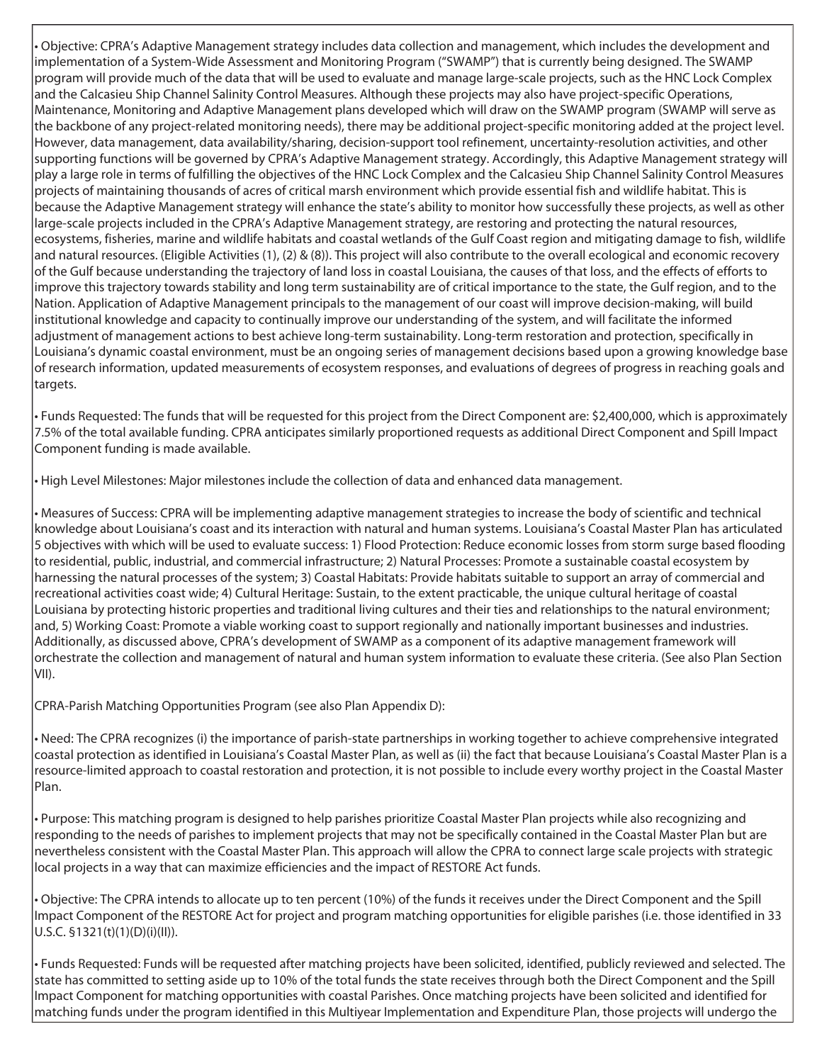• Objective: CPRA's Adaptive Management strategy includes data collection and management, which includes the development and implementation of a System-Wide Assessment and Monitoring Program ("SWAMP") that is currently being designed. The SWAMP program will provide much of the data that will be used to evaluate and manage large-scale projects, such as the HNC Lock Complex and the Calcasieu Ship Channel Salinity Control Measures. Although these projects may also have project-specific Operations, Maintenance, Monitoring and Adaptive Management plans developed which will draw on the SWAMP program (SWAMP will serve as the backbone of any project-related monitoring needs), there may be additional project-specific monitoring added at the project level. However, data management, data availability/sharing, decision-support tool refinement, uncertainty-resolution activities, and other supporting functions will be governed by CPRA's Adaptive Management strategy. Accordingly, this Adaptive Management strategy will play a large role in terms of fulfilling the objectives of the HNC Lock Complex and the Calcasieu Ship Channel Salinity Control Measures projects of maintaining thousands of acres of critical marsh environment which provide essential fish and wildlife habitat. This is because the Adaptive Management strategy will enhance the state's ability to monitor how successfully these projects, as well as other large-scale projects included in the CPRA's Adaptive Management strategy, are restoring and protecting the natural resources, ecosystems, fisheries, marine and wildlife habitats and coastal wetlands of the Gulf Coast region and mitigating damage to fish, wildlife and natural resources. (Eligible Activities (1), (2) & (8)). This project will also contribute to the overall ecological and economic recovery of the Gulf because understanding the trajectory of land loss in coastal Louisiana, the causes of that loss, and the effects of efforts to improve this trajectory towards stability and long term sustainability are of critical importance to the state, the Gulf region, and to the Nation. Application of Adaptive Management principals to the management of our coast will improve decision-making, will build institutional knowledge and capacity to continually improve our understanding of the system, and will facilitate the informed adjustment of management actions to best achieve long-term sustainability. Long-term restoration and protection, specifically in Louisiana's dynamic coastal environment, must be an ongoing series of management decisions based upon a growing knowledge base of research information, updated measurements of ecosystem responses, and evaluations of degrees of progress in reaching goals and targets.

• Funds Requested: The funds that will be requested for this project from the Direct Component are: $2,400,000, which is approximately 7.5% of the total available funding. CPRA anticipates similarly proportioned requests as additional Direct Component and Spill Impact Component funding is made available.

• High Level Milestones: Major milestones include the collection of data and enhanced data management.

• Measures of Success: CPRA will be implementing adaptive management strategies to increase the body of scientific and technical knowledge about Louisiana's coast and its interaction with natural and human systems. Louisiana's Coastal Master Plan has articulated 5 objectives with which will be used to evaluate success: 1) Flood Protection: Reduce economic losses from storm surge based flooding to residential, public, industrial, and commercial infrastructure; 2) Natural Processes: Promote a sustainable coastal ecosystem by harnessing the natural processes of the system; 3) Coastal Habitats: Provide habitats suitable to support an array of commercial and recreational activities coast wide; 4) Cultural Heritage: Sustain, to the extent practicable, the unique cultural heritage of coastal Louisiana by protecting historic properties and traditional living cultures and their ties and relationships to the natural environment; and, 5) Working Coast: Promote a viable working coast to support regionally and nationally important businesses and industries. Additionally, as discussed above, CPRA's development of SWAMP as a component of its adaptive management framework will orchestrate the collection and management of natural and human system information to evaluate these criteria. (See also Plan Section VII).

CPRA-Parish Matching Opportunities Program (see also Plan Appendix D):

• Need: The CPRA recognizes (i) the importance of parish-state partnerships in working together to achieve comprehensive integrated coastal protection as identified in Louisiana's Coastal Master Plan, as well as (ii) the fact that because Louisiana's Coastal Master Plan is a resource-limited approach to coastal restoration and protection, it is not possible to include every worthy project in the Coastal Master Plan.

• Purpose: This matching program is designed to help parishes prioritize Coastal Master Plan projects while also recognizing and responding to the needs of parishes to implement projects that may not be specifically contained in the Coastal Master Plan but are nevertheless consistent with the Coastal Master Plan. This approach will allow the CPRA to connect large scale projects with strategic local projects in a way that can maximize efficiencies and the impact of RESTORE Act funds.

• Objective: The CPRA intends to allocate up to ten percent (10%) of the funds it receives under the Direct Component and the Spill Impact Component of the RESTORE Act for project and program matching opportunities for eligible parishes (i.e. those identified in 33 U.S.C. §1321(t)(1)(D)(i)(II)).

• Funds Requested: Funds will be requested after matching projects have been solicited, identified, publicly reviewed and selected. The state has committed to setting aside up to 10% of the total funds the state receives through both the Direct Component and the Spill Impact Component for matching opportunities with coastal Parishes. Once matching projects have been solicited and identified for matching funds under the program identified in this Multiyear Implementation and Expenditure Plan, those projects will undergo the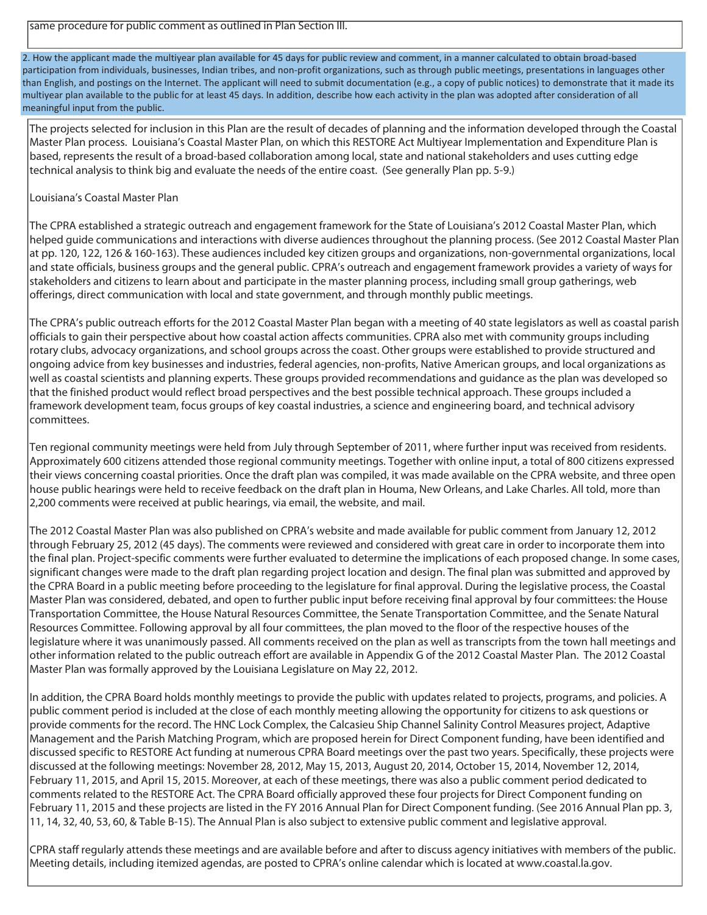same procedure for public comment as outlined in Plan Section III.

**2. How the applicant made the multiyear plan available for 45 days for public review and comment, in a manner calculated to obtain broad-based participation from individuals, businesses, Indian tribes, and non-profit organizations, such as through public meetings, presentations in languages other than English, and postings on the Internet. The applicant will need to submit documentation (e.g., a copy of public notices) to demonstrate that it made its multiyear plan available to the public for at least 45 days. In addition, describe how each activity in the plan was adopted after consideration of all meaningful input from the public.**

The projects selected for inclusion in this Plan are the result of decades of planning and the information developed through the Coastal Master Plan process. Louisiana's Coastal Master Plan, on which this RESTORE Act Multiyear Implementation and Expenditure Plan is based, represents the result of a broad-based collaboration among local, state and national stakeholders and uses cutting edge technical analysis to think big and evaluate the needs of the entire coast. (See generally Plan pp. 5-9.)

Louisiana's Coastal Master Plan

The CPRA established a strategic outreach and engagement framework for the State of Louisiana's 2012 Coastal Master Plan, which helped guide communications and interactions with diverse audiences throughout the planning process. (See 2012 Coastal Master Plan at pp. 120, 122, 126 & 160-163). These audiences included key citizen groups and organizations, non-governmental organizations, local and state officials, business groups and the general public. CPRA's outreach and engagement framework provides a variety of ways for stakeholders and citizens to learn about and participate in the master planning process, including small group gatherings, web offerings, direct communication with local and state government, and through monthly public meetings.

The CPRA's public outreach efforts for the 2012 Coastal Master Plan began with a meeting of 40 state legislators as well as coastal parish officials to gain their perspective about how coastal action affects communities. CPRA also met with community groups including rotary clubs, advocacy organizations, and school groups across the coast. Other groups were established to provide structured and ongoing advice from key businesses and industries, federal agencies, non-profits, Native American groups, and local organizations as well as coastal scientists and planning experts. These groups provided recommendations and guidance as the plan was developed so that the finished product would reflect broad perspectives and the best possible technical approach. These groups included a framework development team, focus groups of key coastal industries, a science and engineering board, and technical advisory committees.

Ten regional community meetings were held from July through September of 2011, where further input was received from residents. Approximately 600 citizens attended those regional community meetings. Together with online input, a total of 800 citizens expressed their views concerning coastal priorities. Once the draft plan was compiled, it was made available on the CPRA website, and three open house public hearings were held to receive feedback on the draft plan in Houma, New Orleans, and Lake Charles. All told, more than 2,200 comments were received at public hearings, via email, the website, and mail.

The 2012 Coastal Master Plan was also published on CPRA's website and made available for public comment from January 12, 2012 through February 25, 2012 (45 days). The comments were reviewed and considered with great care in order to incorporate them into the final plan. Project-specific comments were further evaluated to determine the implications of each proposed change. In some cases, significant changes were made to the draft plan regarding project location and design. The final plan was submitted and approved by the CPRA Board in a public meeting before proceeding to the legislature for final approval. During the legislative process, the Coastal Master Plan was considered, debated, and open to further public input before receiving final approval by four committees: the House Transportation Committee, the House Natural Resources Committee, the Senate Transportation Committee, and the Senate Natural Resources Committee. Following approval by all four committees, the plan moved to the floor of the respective houses of the legislature where it was unanimously passed. All comments received on the plan as well as transcripts from the town hall meetings and other information related to the public outreach effort are available in Appendix G of the 2012 Coastal Master Plan. The 2012 Coastal Master Plan was formally approved by the Louisiana Legislature on May 22, 2012.

In addition, the CPRA Board holds monthly meetings to provide the public with updates related to projects, programs, and policies. A public comment period is included at the close of each monthly meeting allowing the opportunity for citizens to ask questions or provide comments for the record. The HNC Lock Complex, the Calcasieu Ship Channel Salinity Control Measures project, Adaptive Management and the Parish Matching Program, which are proposed herein for Direct Component funding, have been identified and discussed specific to RESTORE Act funding at numerous CPRA Board meetings over the past two years. Specifically, these projects were discussed at the following meetings: November 28, 2012, May 15, 2013, August 20, 2014, October 15, 2014, November 12, 2014, February 11, 2015, and April 15, 2015. Moreover, at each of these meetings, there was also a public comment period dedicated to comments related to the RESTORE Act. The CPRA Board officially approved these four projects for Direct Component funding on February 11, 2015 and these projects are listed in the FY 2016 Annual Plan for Direct Component funding. (See 2016 Annual Plan pp. 3, 11, 14, 32, 40, 53, 60, & Table B-15). The Annual Plan is also subject to extensive public comment and legislative approval.

CPRA staff regularly attends these meetings and are available before and after to discuss agency initiatives with members of the public. Meeting details, including itemized agendas, are posted to CPRA's online calendar which is located at www.coastal.la.gov.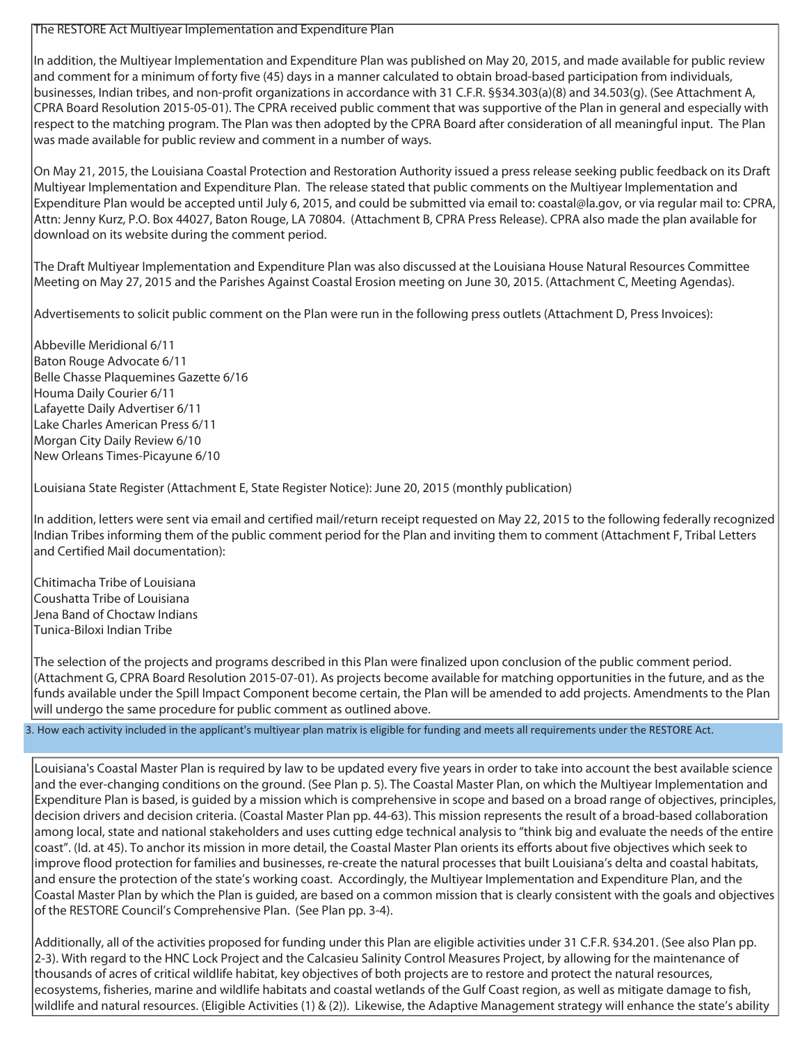The RESTORE Act Multiyear Implementation and Expenditure Plan

In addition, the Multiyear Implementation and Expenditure Plan was published on May 20, 2015, and made available for public review and comment for a minimum of forty five (45) days in a manner calculated to obtain broad-based participation from individuals, businesses, Indian tribes, and non-profit organizations in accordance with 31 C.F.R. §§34.303(a)(8) and 34.503(g). (See Attachment A, CPRA Board Resolution 2015-05-01). The CPRA received public comment that was supportive of the Plan in general and especially with respect to the matching program. The Plan was then adopted by the CPRA Board after consideration of all meaningful input. The Plan was made available for public review and comment in a number of ways.

On May 21, 2015, the Louisiana Coastal Protection and Restoration Authority issued a press release seeking public feedback on its Draft Multiyear Implementation and Expenditure Plan. The release stated that public comments on the Multiyear Implementation and Expenditure Plan would be accepted until July 6, 2015, and could be submitted via email to: coastal@la.gov, or via regular mail to: CPRA, Attn: Jenny Kurz, P.O. Box 44027, Baton Rouge, LA 70804. (Attachment B, CPRA Press Release). CPRA also made the plan available for download on its website during the comment period.

The Draft Multiyear Implementation and Expenditure Plan was also discussed at the Louisiana House Natural Resources Committee Meeting on May 27, 2015 and the Parishes Against Coastal Erosion meeting on June 30, 2015. (Attachment C, Meeting Agendas).

Advertisements to solicit public comment on the Plan were run in the following press outlets (Attachment D, Press Invoices):

Abbeville Meridional 6/11
Baton Rouge Advocate 6/11
Belle Chasse Plaquemines Gazette 6/16
Houma Daily Courier 6/11
Lafayette Daily Advertiser 6/11
Lake Charles American Press 6/11
Morgan City Daily Review 6/10
New Orleans Times-Picayune 6/10

Louisiana State Register (Attachment E, State Register Notice): June 20, 2015 (monthly publication)

In addition, letters were sent via email and certified mail/return receipt requested on May 22, 2015 to the following federally recognized Indian Tribes informing them of the public comment period for the Plan and inviting them to comment (Attachment F, Tribal Letters and Certified Mail documentation):

Chitimacha Tribe of Louisiana
Coushatta Tribe of Louisiana
Jena Band of Choctaw Indians
Tunica-Biloxi Indian Tribe

The selection of the projects and programs described in this Plan were finalized upon conclusion of the public comment period. (Attachment G, CPRA Board Resolution 2015-07-01). As projects become available for matching opportunities in the future, and as the funds available under the Spill Impact Component become certain, the Plan will be amended to add projects. Amendments to the Plan will undergo the same procedure for public comment as outlined above.

3. How each activity included in the applicant's multiyear plan matrix is eligible for funding and meets all requirements under the RESTORE Act.

Louisiana's Coastal Master Plan is required by law to be updated every five years in order to take into account the best available science and the ever-changing conditions on the ground. (See Plan p. 5). The Coastal Master Plan, on which the Multiyear Implementation and Expenditure Plan is based, is guided by a mission which is comprehensive in scope and based on a broad range of objectives, principles, decision drivers and decision criteria. (Coastal Master Plan pp. 44-63). This mission represents the result of a broad-based collaboration among local, state and national stakeholders and uses cutting edge technical analysis to "think big and evaluate the needs of the entire coast". (Id. at 45). To anchor its mission in more detail, the Coastal Master Plan orients its efforts about five objectives which seek to improve flood protection for families and businesses, re-create the natural processes that built Louisiana's delta and coastal habitats, and ensure the protection of the state's working coast. Accordingly, the Multiyear Implementation and Expenditure Plan, and the Coastal Master Plan by which the Plan is guided, are based on a common mission that is clearly consistent with the goals and objectives of the RESTORE Council's Comprehensive Plan. (See Plan pp. 3-4).

Additionally, all of the activities proposed for funding under this Plan are eligible activities under 31 C.F.R. §34.201. (See also Plan pp. 2-3). With regard to the HNC Lock Project and the Calcasieu Salinity Control Measures Project, by allowing for the maintenance of thousands of acres of critical wildlife habitat, key objectives of both projects are to restore and protect the natural resources, ecosystems, fisheries, marine and wildlife habitats and coastal wetlands of the Gulf Coast region, as well as mitigate damage to fish, wildlife and natural resources. (Eligible Activities (1) & (2)). Likewise, the Adaptive Management strategy will enhance the state's ability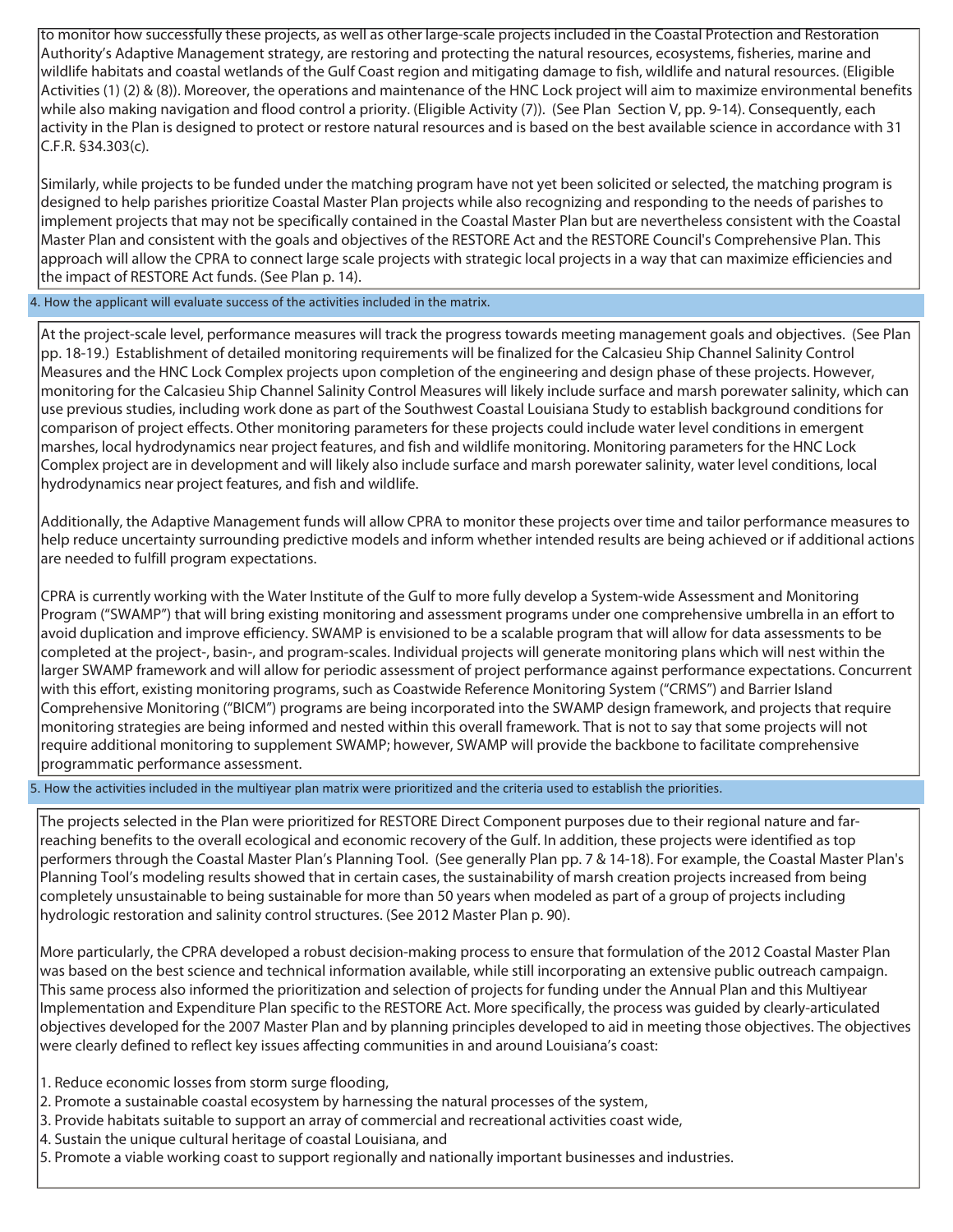to monitor how successfully these projects, as well as other large-scale projects included in the Coastal Protection and Restoration Authority's Adaptive Management strategy, are restoring and protecting the natural resources, ecosystems, fisheries, marine and wildlife habitats and coastal wetlands of the Gulf Coast region and mitigating damage to fish, wildlife and natural resources. (Eligible Activities (1) (2) & (8)). Moreover, the operations and maintenance of the HNC Lock project will aim to maximize environmental benefits while also making navigation and flood control a priority. (Eligible Activity (7)). (See Plan Section V, pp. 9-14). Consequently, each activity in the Plan is designed to protect or restore natural resources and is based on the best available science in accordance with 31 C.F.R. §34.303(c).

Similarly, while projects to be funded under the matching program have not yet been solicited or selected, the matching program is designed to help parishes prioritize Coastal Master Plan projects while also recognizing and responding to the needs of parishes to implement projects that may not be specifically contained in the Coastal Master Plan but are nevertheless consistent with the Coastal Master Plan and consistent with the goals and objectives of the RESTORE Act and the RESTORE Council's Comprehensive Plan. This approach will allow the CPRA to connect large scale projects with strategic local projects in a way that can maximize efficiencies and the impact of RESTORE Act funds. (See Plan p. 14).

### 4. How the applicant will evaluate success of the activities included in the matrix.

At the project-scale level, performance measures will track the progress towards meeting management goals and objectives. (See Plan pp. 18-19.) Establishment of detailed monitoring requirements will be finalized for the Calcasieu Ship Channel Salinity Control Measures and the HNC Lock Complex projects upon completion of the engineering and design phase of these projects. However, monitoring for the Calcasieu Ship Channel Salinity Control Measures will likely include surface and marsh porewater salinity, which can use previous studies, including work done as part of the Southwest Coastal Louisiana Study to establish background conditions for comparison of project effects. Other monitoring parameters for these projects could include water level conditions in emergent marshes, local hydrodynamics near project features, and fish and wildlife monitoring. Monitoring parameters for the HNC Lock Complex project are in development and will likely also include surface and marsh porewater salinity, water level conditions, local hydrodynamics near project features, and fish and wildlife.

Additionally, the Adaptive Management funds will allow CPRA to monitor these projects over time and tailor performance measures to help reduce uncertainty surrounding predictive models and inform whether intended results are being achieved or if additional actions are needed to fulfill program expectations.

CPRA is currently working with the Water Institute of the Gulf to more fully develop a System-wide Assessment and Monitoring Program ("SWAMP") that will bring existing monitoring and assessment programs under one comprehensive umbrella in an effort to avoid duplication and improve efficiency. SWAMP is envisioned to be a scalable program that will allow for data assessments to be completed at the project-, basin-, and program-scales. Individual projects will generate monitoring plans which will nest within the larger SWAMP framework and will allow for periodic assessment of project performance against performance expectations. Concurrent with this effort, existing monitoring programs, such as Coastwide Reference Monitoring System ("CRMS") and Barrier Island Comprehensive Monitoring ("BICM") programs are being incorporated into the SWAMP design framework, and projects that require monitoring strategies are being informed and nested within this overall framework. That is not to say that some projects will not require additional monitoring to supplement SWAMP; however, SWAMP will provide the backbone to facilitate comprehensive programmatic performance assessment.

### 5. How the activities included in the multiyear plan matrix were prioritized and the criteria used to establish the priorities.

The projects selected in the Plan were prioritized for RESTORE Direct Component purposes due to their regional nature and far-reaching benefits to the overall ecological and economic recovery of the Gulf. In addition, these projects were identified as top performers through the Coastal Master Plan's Planning Tool. (See generally Plan pp. 7 & 14-18). For example, the Coastal Master Plan's Planning Tool's modeling results showed that in certain cases, the sustainability of marsh creation projects increased from being completely unsustainable to being sustainable for more than 50 years when modeled as part of a group of projects including hydrologic restoration and salinity control structures. (See 2012 Master Plan p. 90).

More particularly, the CPRA developed a robust decision-making process to ensure that formulation of the 2012 Coastal Master Plan was based on the best science and technical information available, while still incorporating an extensive public outreach campaign. This same process also informed the prioritization and selection of projects for funding under the Annual Plan and this Multiyear Implementation and Expenditure Plan specific to the RESTORE Act. More specifically, the process was guided by clearly-articulated objectives developed for the 2007 Master Plan and by planning principles developed to aid in meeting those objectives. The objectives were clearly defined to reflect key issues affecting communities in and around Louisiana's coast:

1. Reduce economic losses from storm surge flooding,
2. Promote a sustainable coastal ecosystem by harnessing the natural processes of the system,
3. Provide habitats suitable to support an array of commercial and recreational activities coast wide,
4. Sustain the unique cultural heritage of coastal Louisiana, and
5. Promote a viable working coast to support regionally and nationally important businesses and industries.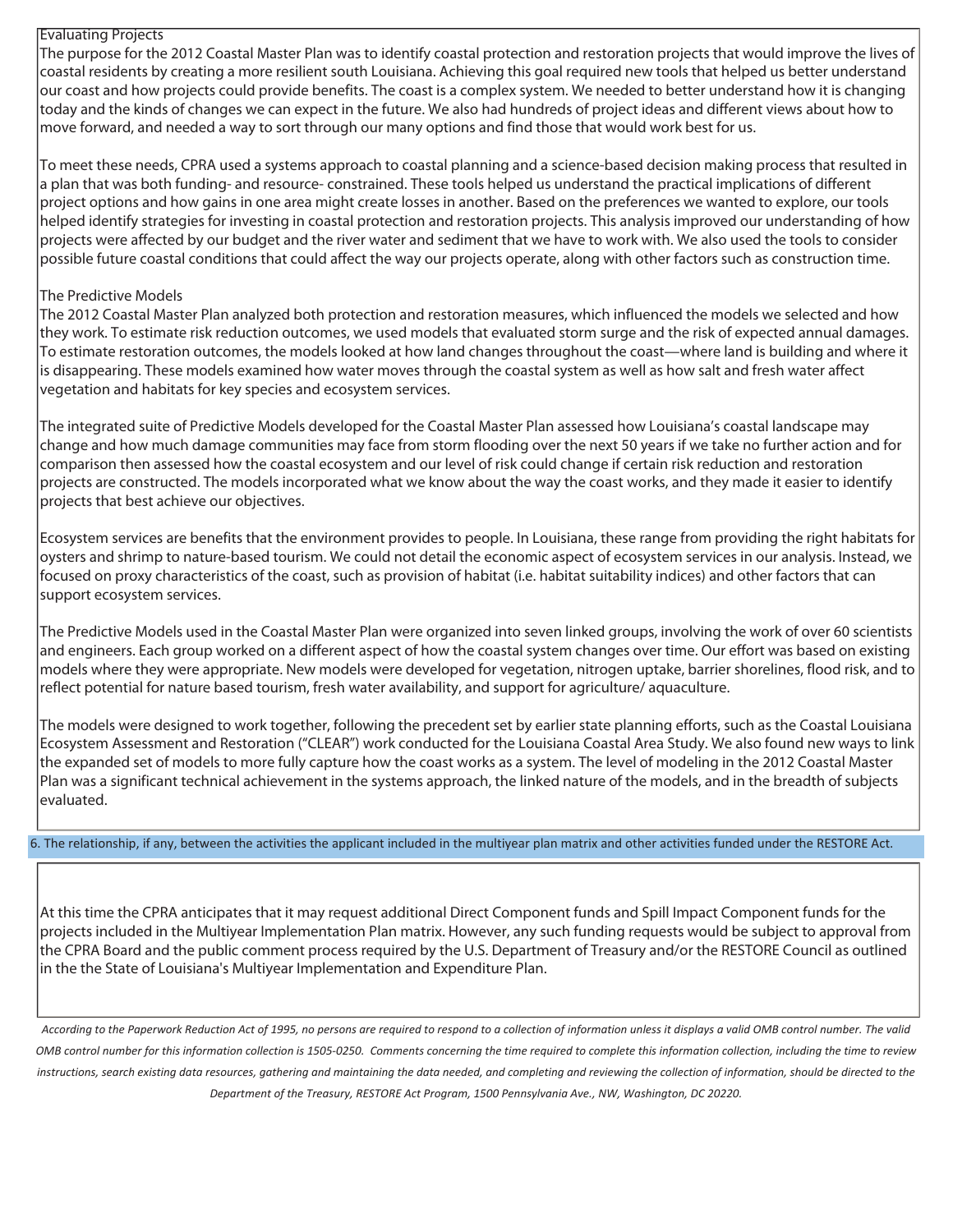### Evaluating Projects

The purpose for the 2012 Coastal Master Plan was to identify coastal protection and restoration projects that would improve the lives of coastal residents by creating a more resilient south Louisiana. Achieving this goal required new tools that helped us better understand our coast and how projects could provide benefits. The coast is a complex system. We needed to better understand how it is changing today and the kinds of changes we can expect in the future. We also had hundreds of project ideas and different views about how to move forward, and needed a way to sort through our many options and find those that would work best for us.

To meet these needs, CPRA used a systems approach to coastal planning and a science-based decision making process that resulted in a plan that was both funding- and resource- constrained. These tools helped us understand the practical implications of different project options and how gains in one area might create losses in another. Based on the preferences we wanted to explore, our tools helped identify strategies for investing in coastal protection and restoration projects. This analysis improved our understanding of how projects were affected by our budget and the river water and sediment that we have to work with. We also used the tools to consider possible future coastal conditions that could affect the way our projects operate, along with other factors such as construction time.

### The Predictive Models

The 2012 Coastal Master Plan analyzed both protection and restoration measures, which influenced the models we selected and how they work. To estimate risk reduction outcomes, we used models that evaluated storm surge and the risk of expected annual damages. To estimate restoration outcomes, the models looked at how land changes throughout the coast—where land is building and where it is disappearing. These models examined how water moves through the coastal system as well as how salt and fresh water affect vegetation and habitats for key species and ecosystem services.

The integrated suite of Predictive Models developed for the Coastal Master Plan assessed how Louisiana's coastal landscape may change and how much damage communities may face from storm flooding over the next 50 years if we take no further action and for comparison then assessed how the coastal ecosystem and our level of risk could change if certain risk reduction and restoration projects are constructed. The models incorporated what we know about the way the coast works, and they made it easier to identify projects that best achieve our objectives.

Ecosystem services are benefits that the environment provides to people. In Louisiana, these range from providing the right habitats for oysters and shrimp to nature-based tourism. We could not detail the economic aspect of ecosystem services in our analysis. Instead, we focused on proxy characteristics of the coast, such as provision of habitat (i.e. habitat suitability indices) and other factors that can support ecosystem services.

The Predictive Models used in the Coastal Master Plan were organized into seven linked groups, involving the work of over 60 scientists and engineers. Each group worked on a different aspect of how the coastal system changes over time. Our effort was based on existing models where they were appropriate. New models were developed for vegetation, nitrogen uptake, barrier shorelines, flood risk, and to reflect potential for nature based tourism, fresh water availability, and support for agriculture/ aquaculture.

The models were designed to work together, following the precedent set by earlier state planning efforts, such as the Coastal Louisiana Ecosystem Assessment and Restoration ("CLEAR") work conducted for the Louisiana Coastal Area Study. We also found new ways to link the expanded set of models to more fully capture how the coast works as a system. The level of modeling in the 2012 Coastal Master Plan was a significant technical achievement in the systems approach, the linked nature of the models, and in the breadth of subjects evaluated.

### 6. The relationship, if any, between the activities the applicant included in the multiyear plan matrix and other activities funded under the RESTORE Act.

At this time the CPRA anticipates that it may request additional Direct Component funds and Spill Impact Component funds for the projects included in the Multiyear Implementation Plan matrix. However, any such funding requests would be subject to approval from the CPRA Board and the public comment process required by the U.S. Department of Treasury and/or the RESTORE Council as outlined in the the State of Louisiana's Multiyear Implementation and Expenditure Plan.

*According to the Paperwork Reduction Act of 1995, no persons are required to respond to a collection of information unless it displays a valid OMB control number. The valid OMB control number for this information collection is 1505-0250. Comments concerning the time required to complete this information collection, including the time to review instructions, search existing data resources, gathering and maintaining the data needed, and completing and reviewing the collection of information, should be directed to the Department of the Treasury, RESTORE Act Program, 1500 Pennsylvania Ave., NW, Washington, DC 20220.*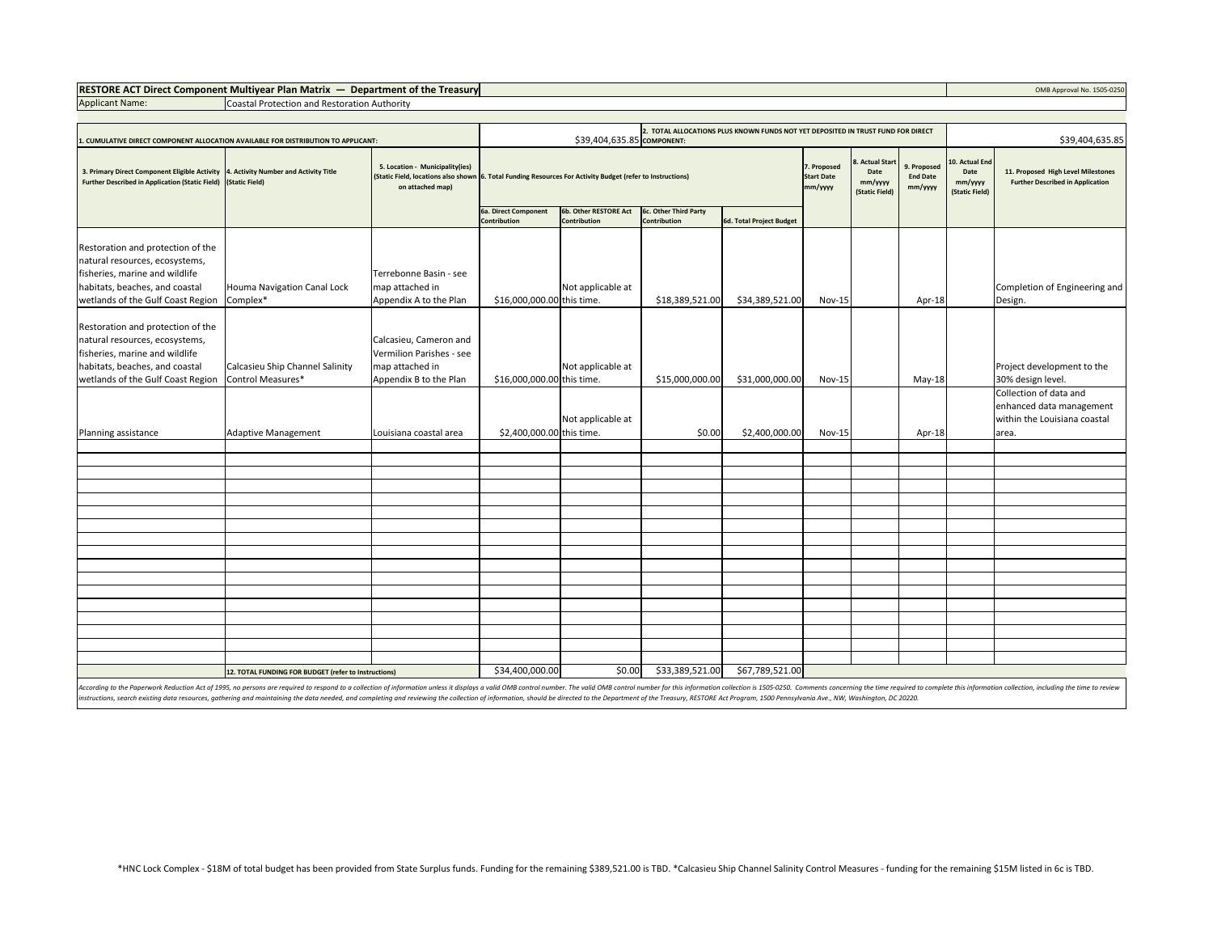| **RESTORE ACT Direct Component Multiyear Plan Matrix — Department of the Treasury** | | | | | | | | | | | | | OMB Approval No. 1505-0250 |
|---|---|---|---|---|---|---|---|---|---|---|---|---|---|
| Applicant Name: | Coastal Protection and Restoration Authority | | | | | | | | | | | | |
| 1. CUMULATIVE DIRECT COMPONENT ALLOCATION AVAILABLE FOR DISTRIBUTION TO APPLICANT: | | | $39,404,635.85 | | 2. TOTAL ALLOCATIONS PLUS KNOWN FUNDS NOT YET DEPOSITED IN TRUST FUND FOR DIRECT COMPONENT: | | | | | | | | $39,404,635.85 |
| 3. Primary Direct Component Eligible Activity Further Described in Application (Static Field) | 4. Activity Number and Activity Title (Static Field) | 5. Location - Municipality(ies) (Static Field, locations also shown on attached map) | 6. Total Funding Resources For Activity Budget (refer to Instructions) | | | | 7. Proposed Start Date mm/yyyy | 8. Actual Start Date mm/yyyy (Static Field) | 9. Proposed End Date mm/yyyy | 10. Actual End Date mm/yyyy (Static Field) | 11. Proposed High Level Milestones Further Described in Application | | |
| | | | 6a. Direct Component Contribution | 6b. Other RESTORE Act Contribution | 6c. Other Third Party Contribution | 6d. Total Project Budget | | | | | | | |
| Restoration and protection of the natural resources, ecosystems, fisheries, marine and wildlife habitats, beaches, and coastal wetlands of the Gulf Coast Region | Houma Navigation Canal Lock Complex* | Terrebonne Basin - see map attached in Appendix A to the Plan | $16,000,000.00 | Not applicable at this time. | $18,389,521.00 | $34,389,521.00 | Nov-15 | | Apr-18 | | Completion of Engineering and Design. | | |
| Restoration and protection of the natural resources, ecosystems, fisheries, marine and wildlife habitats, beaches, and coastal wetlands of the Gulf Coast Region | Calcasieu Ship Channel Salinity Control Measures* | Calcasieu, Cameron and Vermilion Parishes - see map attached in Appendix B to the Plan | $16,000,000.00 | Not applicable at this time. | $15,000,000.00 | $31,000,000.00 | Nov-15 | | May-18 | | Project development to the 30% design level. | | |
| Planning assistance | Adaptive Management | Louisiana coastal area | $2,400,000.00 | Not applicable at this time. | $0.00 | $2,400,000.00 | Nov-15 | | Apr-18 | | Collection of data and enhanced data management within the Louisiana coastal area. | | |
| | 12. TOTAL FUNDING FOR BUDGET (refer to Instructions) | | $34,400,000.00 | $0.00 | $33,389,521.00 | $67,789,521.00 | | | | | | | |

*According to the Paperwork Reduction Act of 1995, no persons are required to respond to a collection of information unless it displays a valid OMB control number. The valid OMB control number for this information collection is 1505-0250. Comments concerning the time required to complete this information collection, including the time to review instructions, search existing data resources, gathering and maintaining the data needed, and completing and reviewing the collection of information, should be directed to the Department of the Treasury, RESTORE Act Program, 1500 Pennsylvania Ave., NW, Washington, DC 20220.*

*HNC Lock Complex - $18M of total budget has been provided from State Surplus funds. Funding for the remaining $389,521.00 is TBD. *Calcasieu Ship Channel Salinity Control Measures - funding for the remaining $15M listed in 6c is TBD.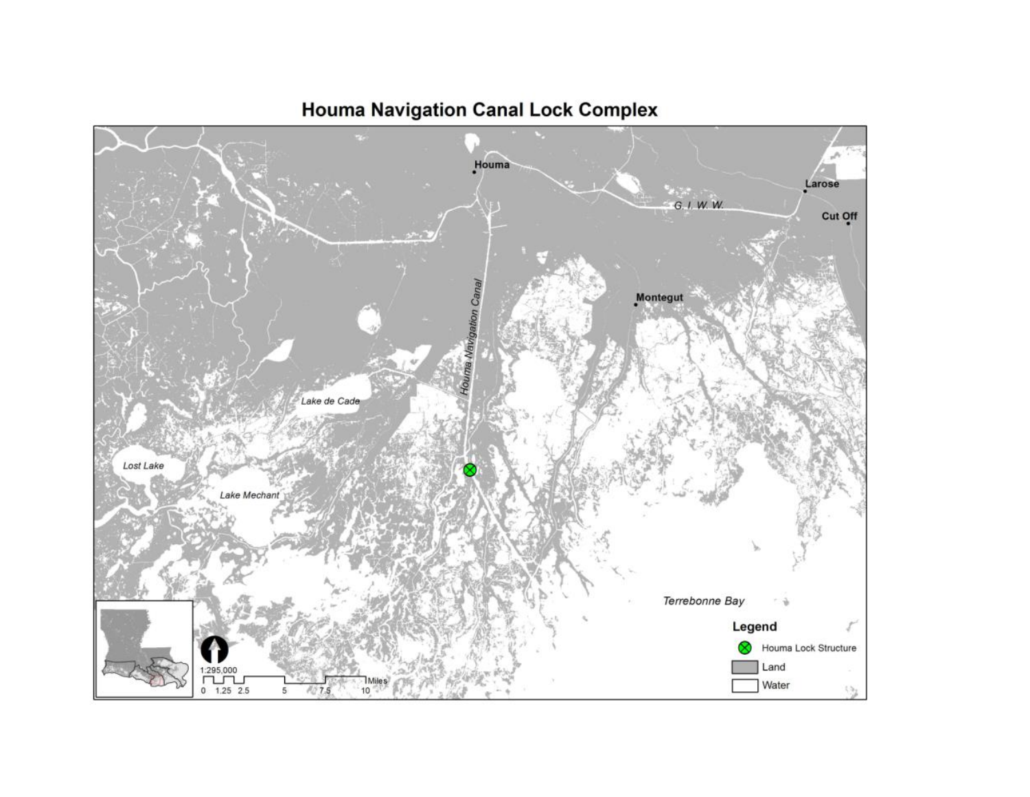# Houma Navigation Canal Lock Complex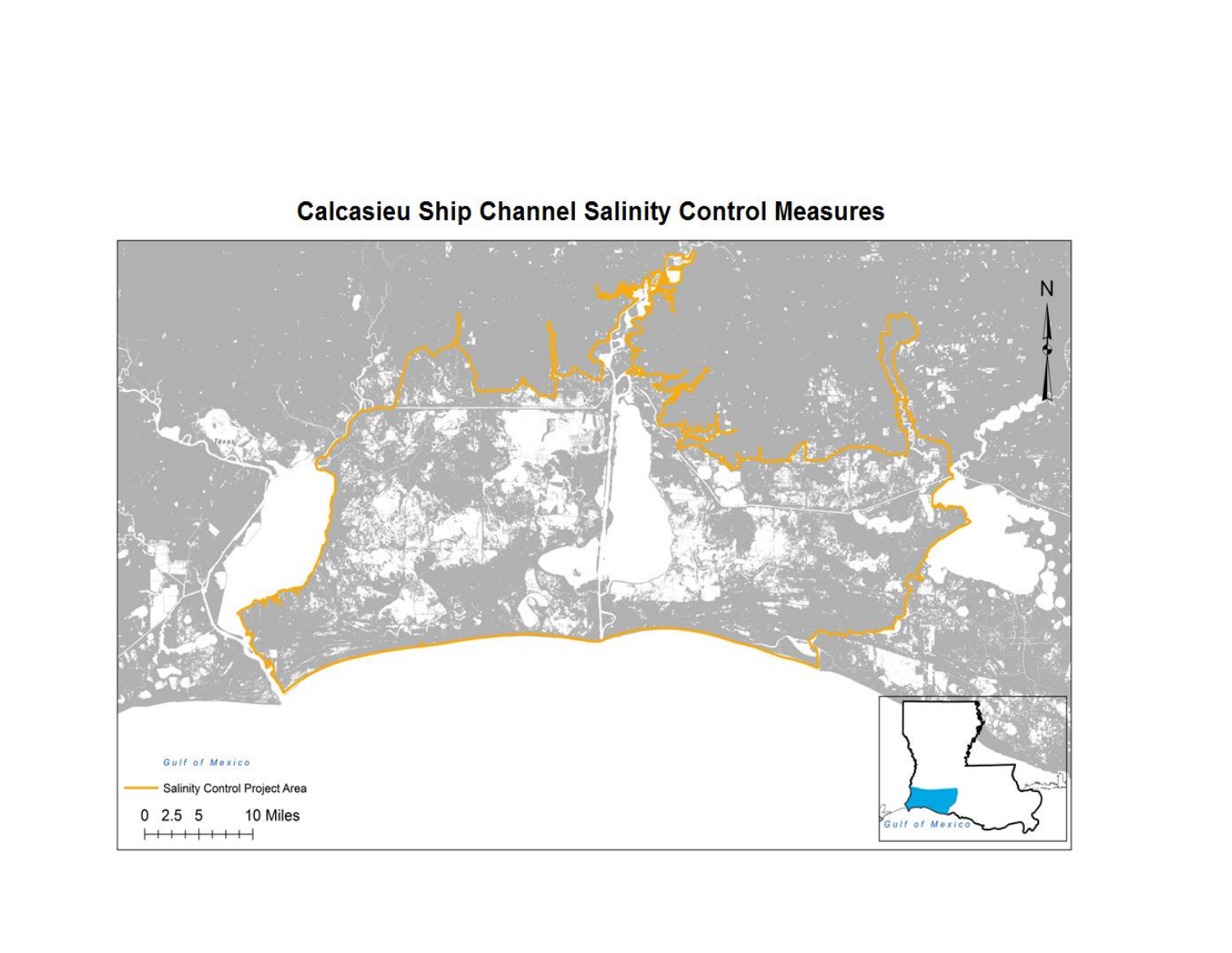# Calcasieu Ship Channel Salinity Control Measures

Gulf of Mexico

Salinity Control Project Area

0 2.5 5 10 Miles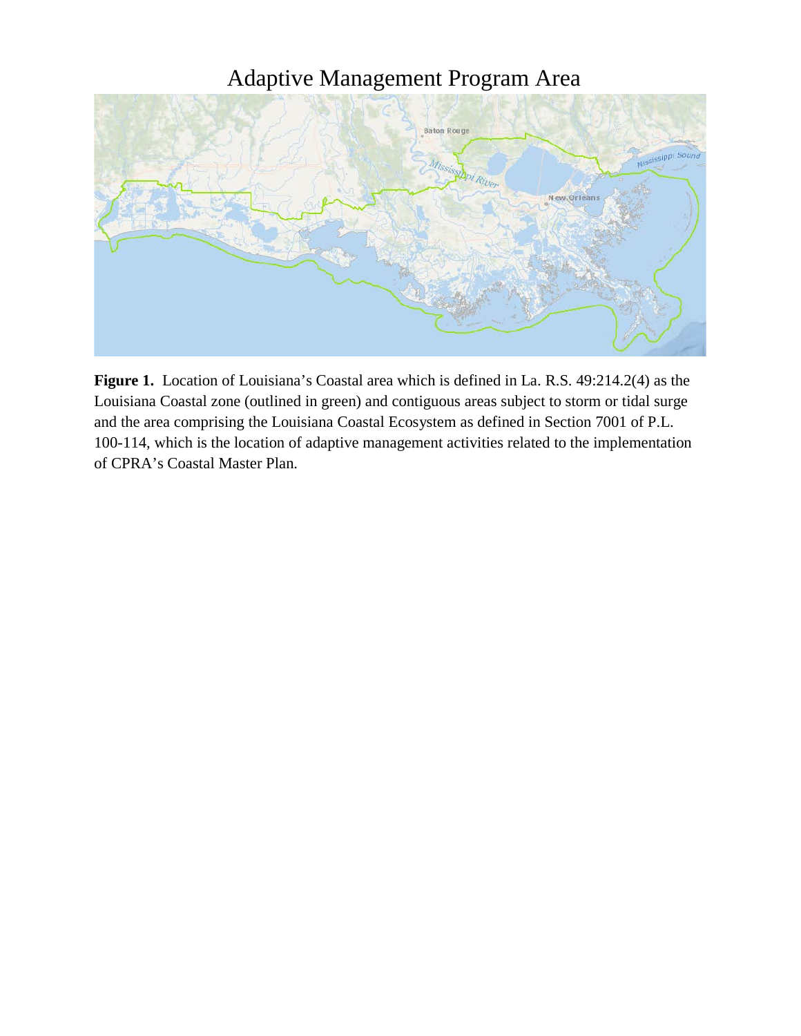# Adaptive Management Program Area

Baton Rouge

Mississippi River

Mississippi Sound

New Orleans

**Figure 1.** Location of Louisiana's Coastal area which is defined in La. R.S. 49:214.2(4) as the Louisiana Coastal zone (outlined in green) and contiguous areas subject to storm or tidal surge and the area comprising the Louisiana Coastal Ecosystem as defined in Section 7001 of P.L. 100-114, which is the location of adaptive management activities related to the implementation of CPRA's Coastal Master Plan.